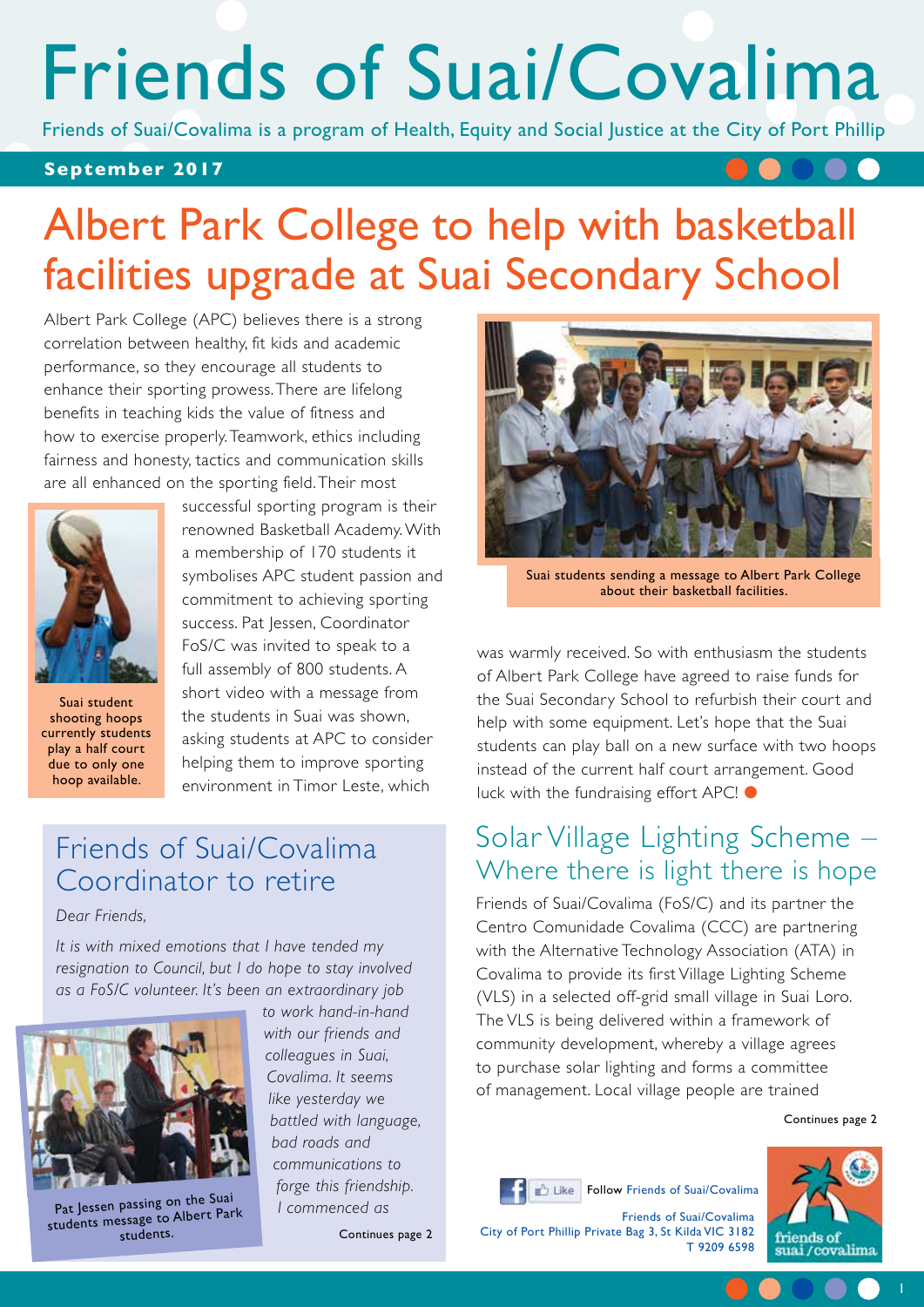# Friends of Suai/Covalima

Friends of Suai/Covalima is a program of Health, Equity and Social Justice at the City of Port Phillip

**September 2017**

## Albert Park College to help with basketball facilities upgrade at Suai Secondary School

Albert Park College (APC) believes there is a strong correlation between healthy, fit kids and academic performance, so they encourage all students to enhance their sporting prowess. There are lifelong benefits in teaching kids the value of fitness and how to exercise properly. Teamwork, ethics including fairness and honesty, tactics and communication skills are all enhanced on the sporting field. Their most successful sporting program is their renowned Basketball Academy. With a membership of 170 students it symbolises APC student passion and commitment to achieving sporting success. Pat Jessen, Coordinator FoS/C was invited to speak to a full assembly of 800 students. A short video with a message from the students in Suai was shown, asking students at APC to consider helping them to improve sporting environment in Timor Leste, which was warmly received. So with enthusiasm the students of Albert Park College have agreed to raise funds for the Suai Secondary School to refurbish their court and help with some equipment. Let's hope that the Suai students can play ball on a new surface with two hoops instead of the current half court arrangement. Good luck with the fundraising effort APC!

Suai student shooting hoops currently students play a half court due to only one hoop available.

Suai students sending a message to Albert Park College about their basketball facilities.

## Friends of Suai/Covalima Coordinator to retire

*Dear Friends,*

*It is with mixed emotions that I have tended my resignation to Council, but I do hope to stay involved as a FoS/C volunteer. It's been an extraordinary job to work hand-in-hand with our friends and colleagues in Suai, Covalima. It seems like yesterday we battled with language, bad roads and communications to forge this friendship. I commenced as*

Continues page 2

Pat Jessen passing on the Suai students message to Albert Park students.

## Solar Village Lighting Scheme – Where there is light there is hope

Friends of Suai/Covalima (FoS/C) and its partner the Centro Comunidade Covalima (CCC) are partnering with the Alternative Technology Association (ATA) in Covalima to provide its first Village Lighting Scheme (VLS) in a selected off-grid small village in Suai Loro. The VLS is being delivered within a framework of community development, whereby a village agrees to purchase solar lighting and forms a committee of management. Local village people are trained

Continues page 2

Follow Friends of Suai/Covalima

Friends of Suai/Covalima
City of Port Phillip Private Bag 3, St Kilda VIC 3182
T 9209 6598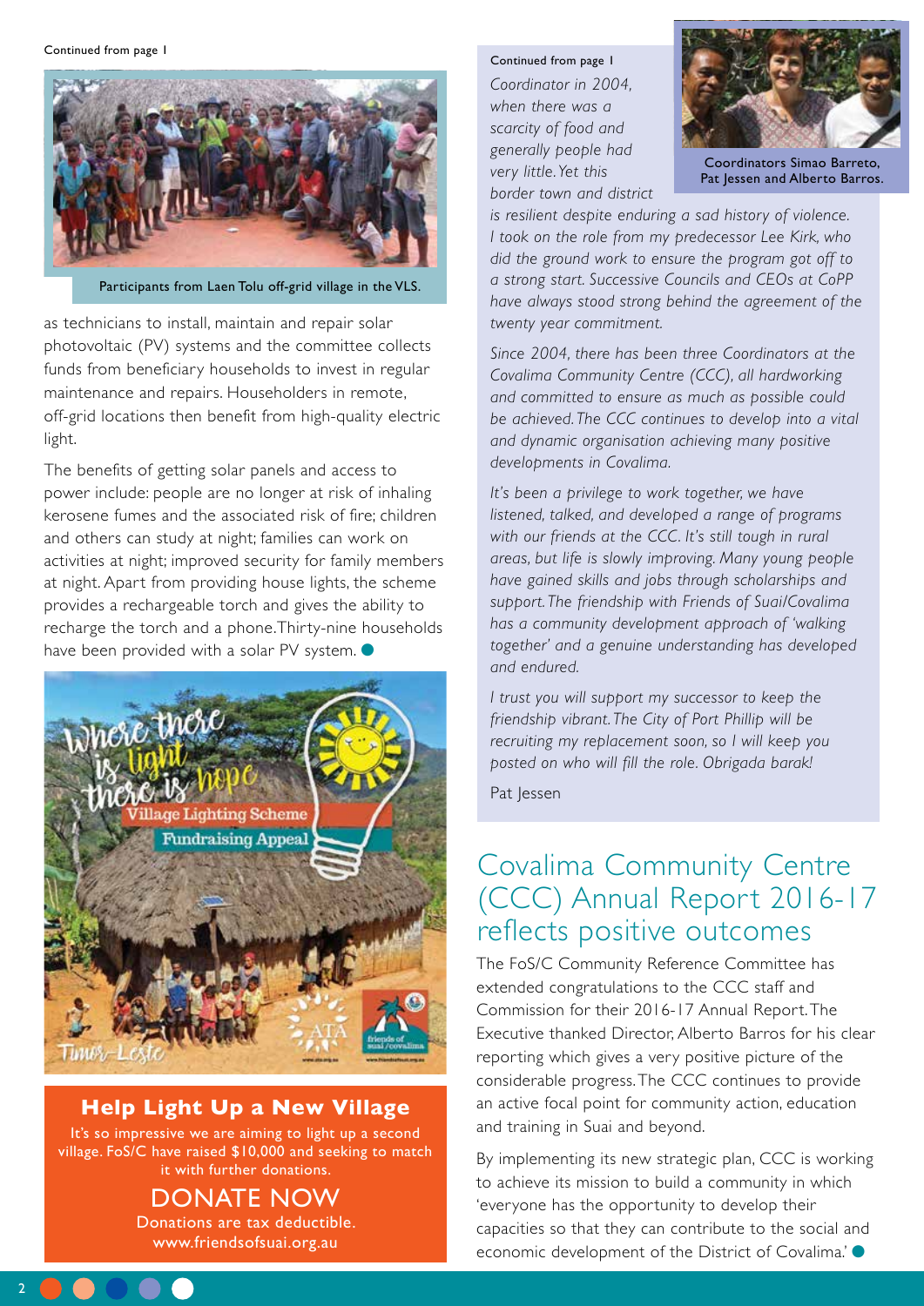Continued from page 1

Participants from Laen Tolu off-grid village in the VLS.

as technicians to install, maintain and repair solar photovoltaic (PV) systems and the committee collects funds from beneficiary households to invest in regular maintenance and repairs. Householders in remote, off-grid locations then benefit from high-quality electric light.

The benefits of getting solar panels and access to power include: people are no longer at risk of inhaling kerosene fumes and the associated risk of fire; children and others can study at night; families can work on activities at night; improved security for family members at night. Apart from providing house lights, the scheme provides a rechargeable torch and gives the ability to recharge the torch and a phone. Thirty-nine households have been provided with a solar PV system.

Where there is light there is hope

Village Lighting Scheme Fundraising Appeal

Timor-Leste

## Help Light Up a New Village

It's so impressive we are aiming to light up a second village. FoS/C have raised $10,000 and seeking to match it with further donations.

DONATE NOW

Donations are tax deductible.

www.friendsofsuai.org.au

Continued from page 1

Coordinators Simao Barreto, Pat Jessen and Alberto Barros.

*Coordinator in 2004, when there was a scarcity of food and generally people had very little. Yet this border town and district is resilient despite enduring a sad history of violence. I took on the role from my predecessor Lee Kirk, who did the ground work to ensure the program got off to a strong start. Successive Councils and CEOs at CoPP have always stood strong behind the agreement of the twenty year commitment.*

*Since 2004, there has been three Coordinators at the Covalima Community Centre (CCC), all hardworking and committed to ensure as much as possible could be achieved. The CCC continues to develop into a vital and dynamic organisation achieving many positive developments in Covalima.*

*It's been a privilege to work together, we have listened, talked, and developed a range of programs with our friends at the CCC. It's still tough in rural areas, but life is slowly improving. Many young people have gained skills and jobs through scholarships and support. The friendship with Friends of Suai/Covalima has a community development approach of 'walking together' and a genuine understanding has developed and endured.*

*I trust you will support my successor to keep the friendship vibrant. The City of Port Phillip will be recruiting my replacement soon, so I will keep you posted on who will fill the role. Obrigada barak!*

Pat Jessen

## Covalima Community Centre (CCC) Annual Report 2016-17 reflects positive outcomes

The FoS/C Community Reference Committee has extended congratulations to the CCC staff and Commission for their 2016-17 Annual Report. The Executive thanked Director, Alberto Barros for his clear reporting which gives a very positive picture of the considerable progress. The CCC continues to provide an active focal point for community action, education and training in Suai and beyond.

By implementing its new strategic plan, CCC is working to achieve its mission to build a community in which 'everyone has the opportunity to develop their capacities so that they can contribute to the social and economic development of the District of Covalima.'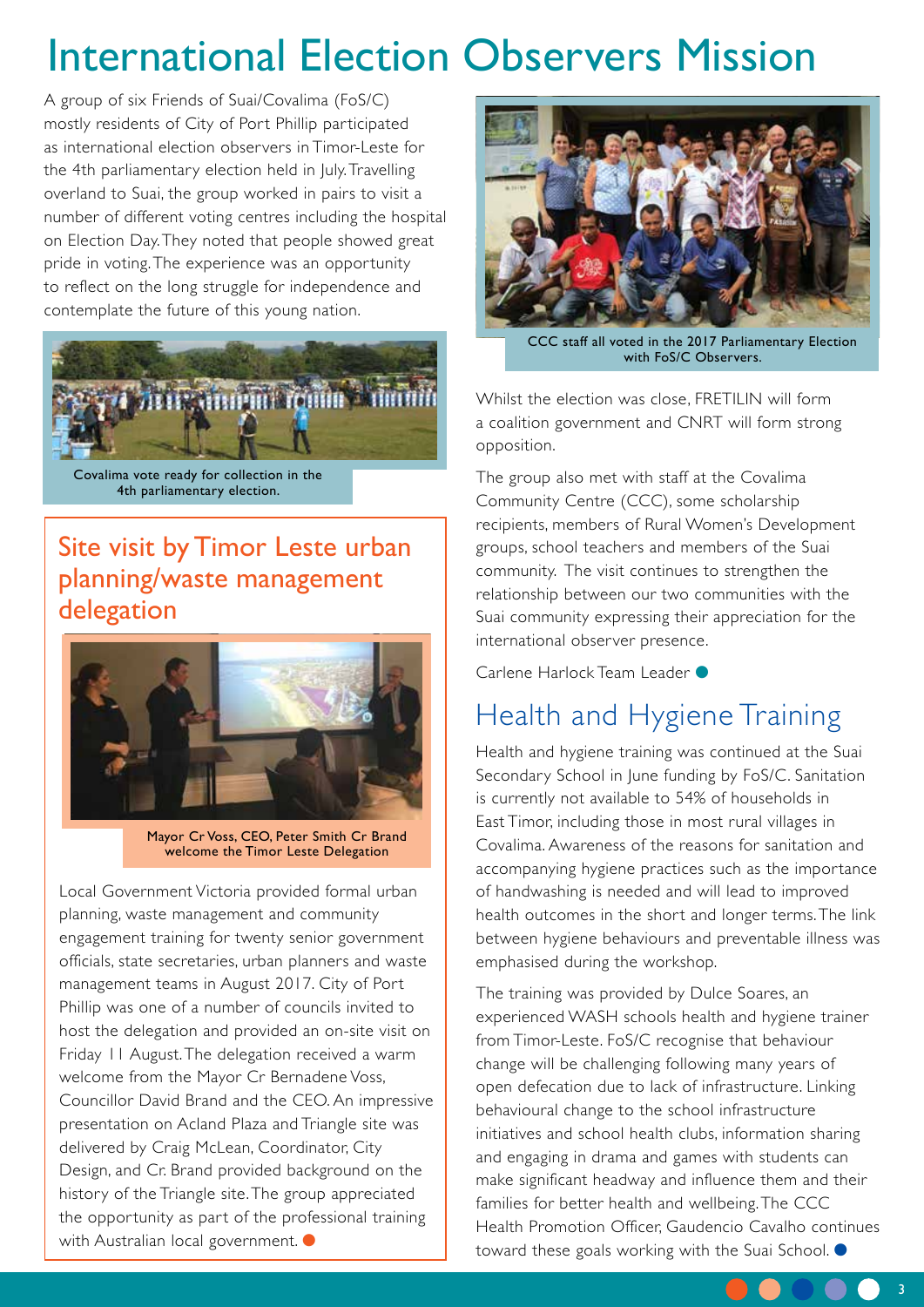# International Election Observers Mission

A group of six Friends of Suai/Covalima (FoS/C) mostly residents of City of Port Phillip participated as international election observers in Timor-Leste for the 4th parliamentary election held in July. Travelling overland to Suai, the group worked in pairs to visit a number of different voting centres including the hospital on Election Day. They noted that people showed great pride in voting. The experience was an opportunity to reflect on the long struggle for independence and contemplate the future of this young nation.

Covalima vote ready for collection in the 4th parliamentary election.

CCC staff all voted in the 2017 Parliamentary Election with FoS/C Observers.

Whilst the election was close, FRETILIN will form a coalition government and CNRT will form strong opposition.

The group also met with staff at the Covalima Community Centre (CCC), some scholarship recipients, members of Rural Women's Development groups, school teachers and members of the Suai community. The visit continues to strengthen the relationship between our two communities with the Suai community expressing their appreciation for the international observer presence.

Carlene Harlock Team Leader

## Site visit by Timor Leste urban planning/waste management delegation

Mayor Cr Voss, CEO, Peter Smith Cr Brand welcome the Timor Leste Delegation

Local Government Victoria provided formal urban planning, waste management and community engagement training for twenty senior government officials, state secretaries, urban planners and waste management teams in August 2017. City of Port Phillip was one of a number of councils invited to host the delegation and provided an on-site visit on Friday 11 August. The delegation received a warm welcome from the Mayor Cr Bernadene Voss, Councillor David Brand and the CEO. An impressive presentation on Acland Plaza and Triangle site was delivered by Craig McLean, Coordinator, City Design, and Cr. Brand provided background on the history of the Triangle site. The group appreciated the opportunity as part of the professional training with Australian local government.

## Health and Hygiene Training

Health and hygiene training was continued at the Suai Secondary School in June funding by FoS/C. Sanitation is currently not available to 54% of households in East Timor, including those in most rural villages in Covalima. Awareness of the reasons for sanitation and accompanying hygiene practices such as the importance of handwashing is needed and will lead to improved health outcomes in the short and longer terms. The link between hygiene behaviours and preventable illness was emphasised during the workshop.

The training was provided by Dulce Soares, an experienced WASH schools health and hygiene trainer from Timor-Leste. FoS/C recognise that behaviour change will be challenging following many years of open defecation due to lack of infrastructure. Linking behavioural change to the school infrastructure initiatives and school health clubs, information sharing and engaging in drama and games with students can make significant headway and influence them and their families for better health and wellbeing. The CCC Health Promotion Officer, Gaudencio Cavalho continues toward these goals working with the Suai School.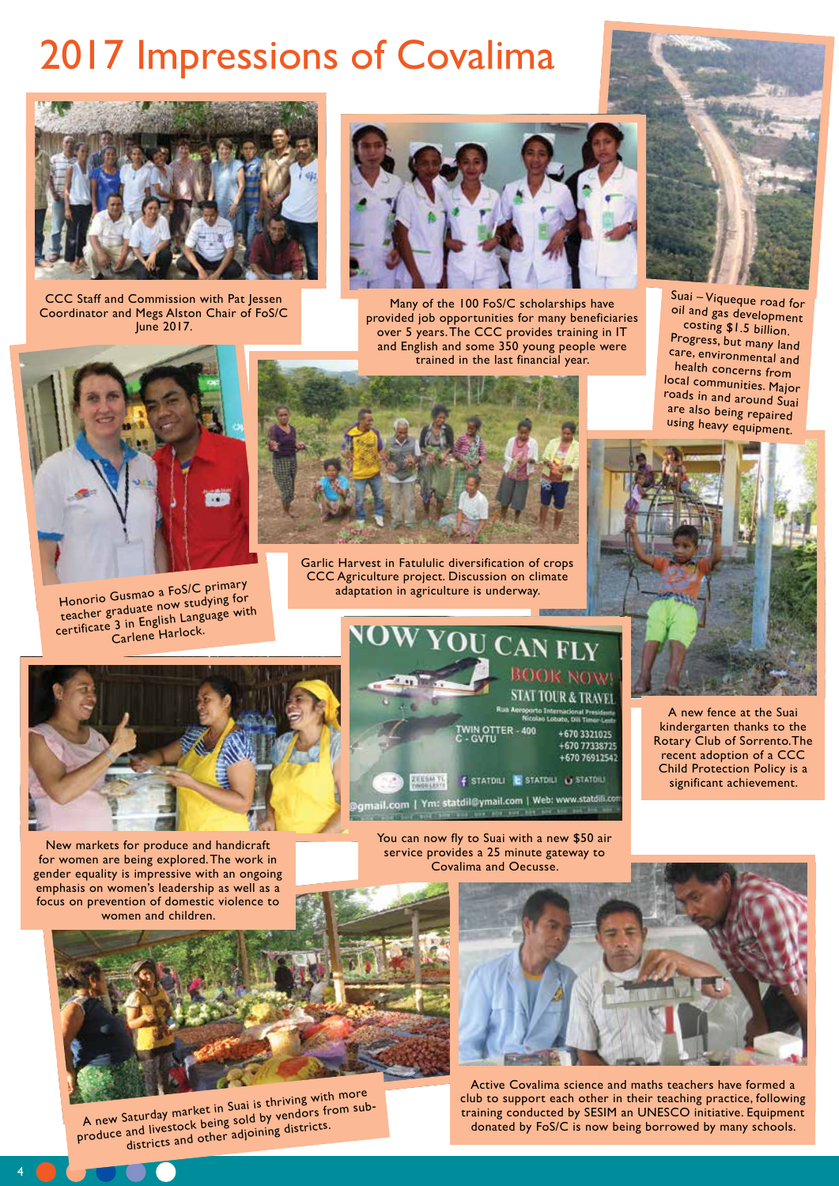# 2017 Impressions of Covalima

CCC Staff and Commission with Pat Jessen Coordinator and Megs Alston Chair of FoS/C June 2017.

Many of the 100 FoS/C scholarships have provided job opportunities for many beneficiaries over 5 years. The CCC provides training in IT and English and some 350 young people were trained in the last financial year.

Suai – Viqueque road for oil and gas development costing $1.5 billion. Progress, but many land care, environmental and health concerns from local communities. Major roads in and around Suai are also being repaired using heavy equipment.

Honorio Gusmao a FoS/C primary teacher graduate now studying for certificate 3 in English Language with Carlene Harlock.

Garlic Harvest in Fatululic diversification of crops CCC Agriculture project. Discussion on climate adaptation in agriculture is underway.

A new fence at the Suai kindergarten thanks to the Rotary Club of Sorrento. The recent adoption of a CCC Child Protection Policy is a significant achievement.

New markets for produce and handicraft for women are being explored. The work in gender equality is impressive with an ongoing emphasis on women's leadership as well as a focus on prevention of domestic violence to women and children.

You can now fly to Suai with a new $50 air service provides a 25 minute gateway to Covalima and Oecusse.

A new Saturday market in Suai is thriving with more produce and livestock being sold by vendors from sub-districts and other adjoining districts.

Active Covalima science and maths teachers have formed a club to support each other in their teaching practice, following training conducted by SESIM an UNESCO initiative. Equipment donated by FoS/C is now being borrowed by many schools.